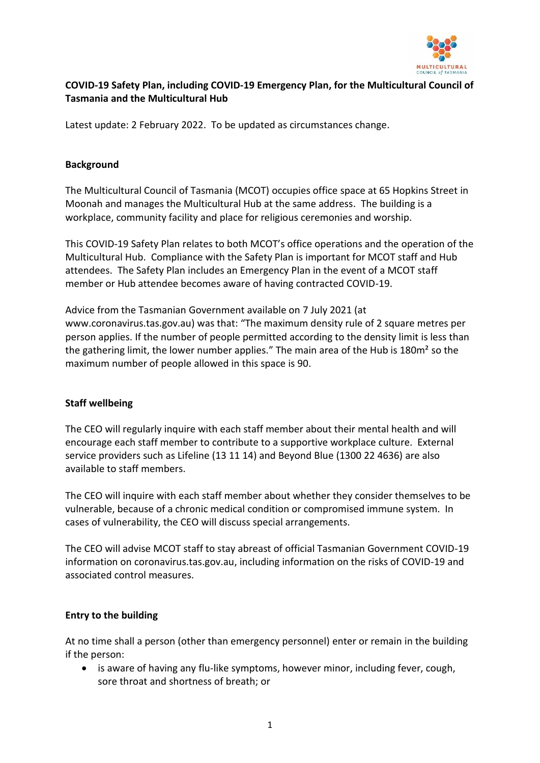**COVID-19 Safety Plan, including COVID-19 Emergency Plan, for the Multicultural Council of Tasmania and the Multicultural Hub**

Latest update: 2 February 2022. To be updated as circumstances change.

## Background

The Multicultural Council of Tasmania (MCOT) occupies office space at 65 Hopkins Street in Moonah and manages the Multicultural Hub at the same address. The building is a workplace, community facility and place for religious ceremonies and worship.

This COVID-19 Safety Plan relates to both MCOT's office operations and the operation of the Multicultural Hub. Compliance with the Safety Plan is important for MCOT staff and Hub attendees. The Safety Plan includes an Emergency Plan in the event of a MCOT staff member or Hub attendee becomes aware of having contracted COVID-19.

Advice from the Tasmanian Government available on 7 July 2021 (at www.coronavirus.tas.gov.au) was that: "The maximum density rule of 2 square metres per person applies. If the number of people permitted according to the density limit is less than the gathering limit, the lower number applies." The main area of the Hub is 180m² so the maximum number of people allowed in this space is 90.

## Staff wellbeing

The CEO will regularly inquire with each staff member about their mental health and will encourage each staff member to contribute to a supportive workplace culture. External service providers such as Lifeline (13 11 14) and Beyond Blue (1300 22 4636) are also available to staff members.

The CEO will inquire with each staff member about whether they consider themselves to be vulnerable, because of a chronic medical condition or compromised immune system. In cases of vulnerability, the CEO will discuss special arrangements.

The CEO will advise MCOT staff to stay abreast of official Tasmanian Government COVID-19 information on coronavirus.tas.gov.au, including information on the risks of COVID-19 and associated control measures.

## Entry to the building

At no time shall a person (other than emergency personnel) enter or remain in the building if the person:

- is aware of having any flu-like symptoms, however minor, including fever, cough, sore throat and shortness of breath; or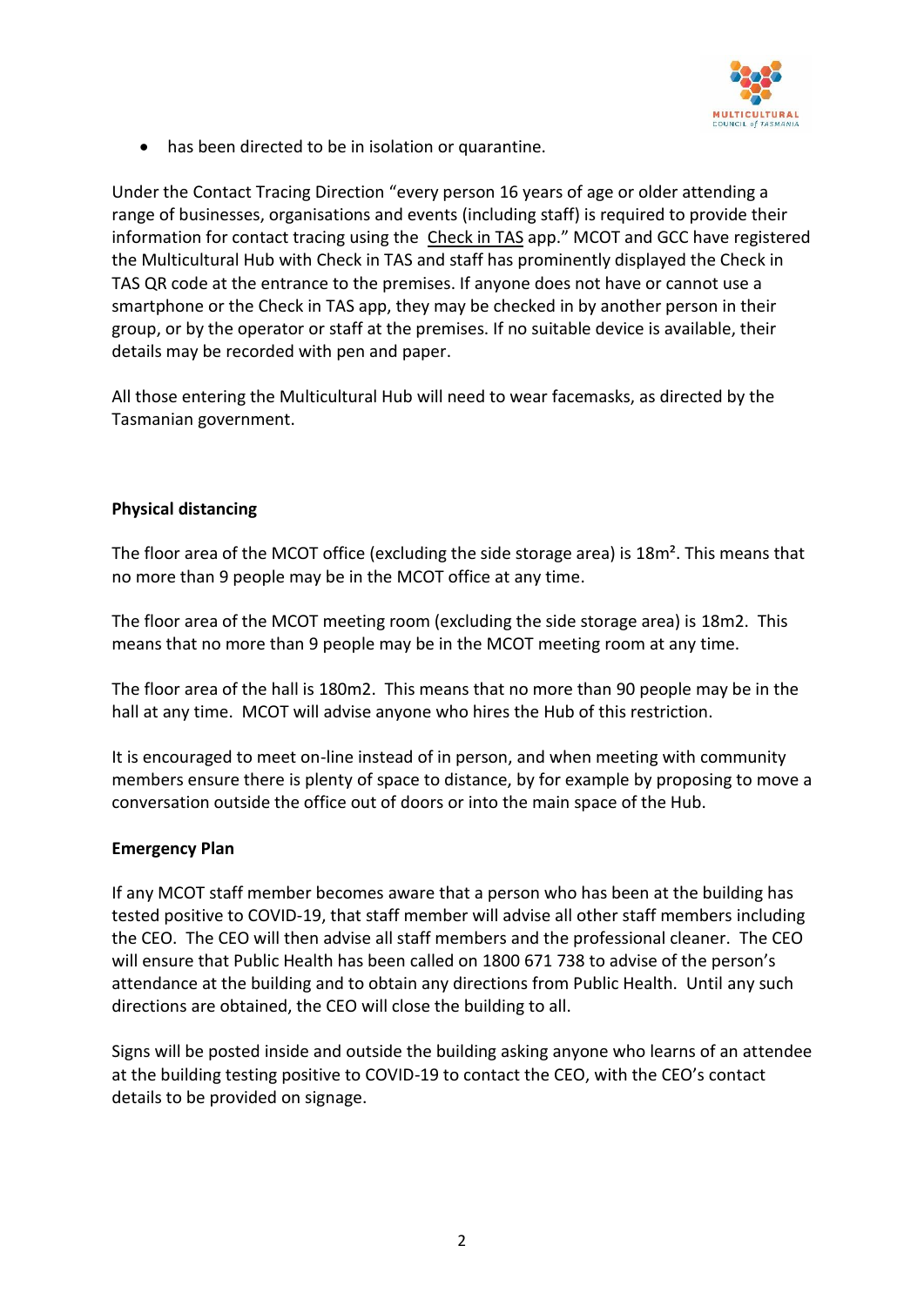- has been directed to be in isolation or quarantine.

Under the Contact Tracing Direction "every person 16 years of age or older attending a range of businesses, organisations and events (including staff) is required to provide their information for contact tracing using the Check in TAS app." MCOT and GCC have registered the Multicultural Hub with Check in TAS and staff has prominently displayed the Check in TAS QR code at the entrance to the premises. If anyone does not have or cannot use a smartphone or the Check in TAS app, they may be checked in by another person in their group, or by the operator or staff at the premises. If no suitable device is available, their details may be recorded with pen and paper.

All those entering the Multicultural Hub will need to wear facemasks, as directed by the Tasmanian government.

**Physical distancing**

The floor area of the MCOT office (excluding the side storage area) is 18m². This means that no more than 9 people may be in the MCOT office at any time.

The floor area of the MCOT meeting room (excluding the side storage area) is 18m2. This means that no more than 9 people may be in the MCOT meeting room at any time.

The floor area of the hall is 180m2. This means that no more than 90 people may be in the hall at any time. MCOT will advise anyone who hires the Hub of this restriction.

It is encouraged to meet on-line instead of in person, and when meeting with community members ensure there is plenty of space to distance, by for example by proposing to move a conversation outside the office out of doors or into the main space of the Hub.

**Emergency Plan**

If any MCOT staff member becomes aware that a person who has been at the building has tested positive to COVID-19, that staff member will advise all other staff members including the CEO. The CEO will then advise all staff members and the professional cleaner. The CEO will ensure that Public Health has been called on 1800 671 738 to advise of the person's attendance at the building and to obtain any directions from Public Health. Until any such directions are obtained, the CEO will close the building to all.

Signs will be posted inside and outside the building asking anyone who learns of an attendee at the building testing positive to COVID-19 to contact the CEO, with the CEO's contact details to be provided on signage.